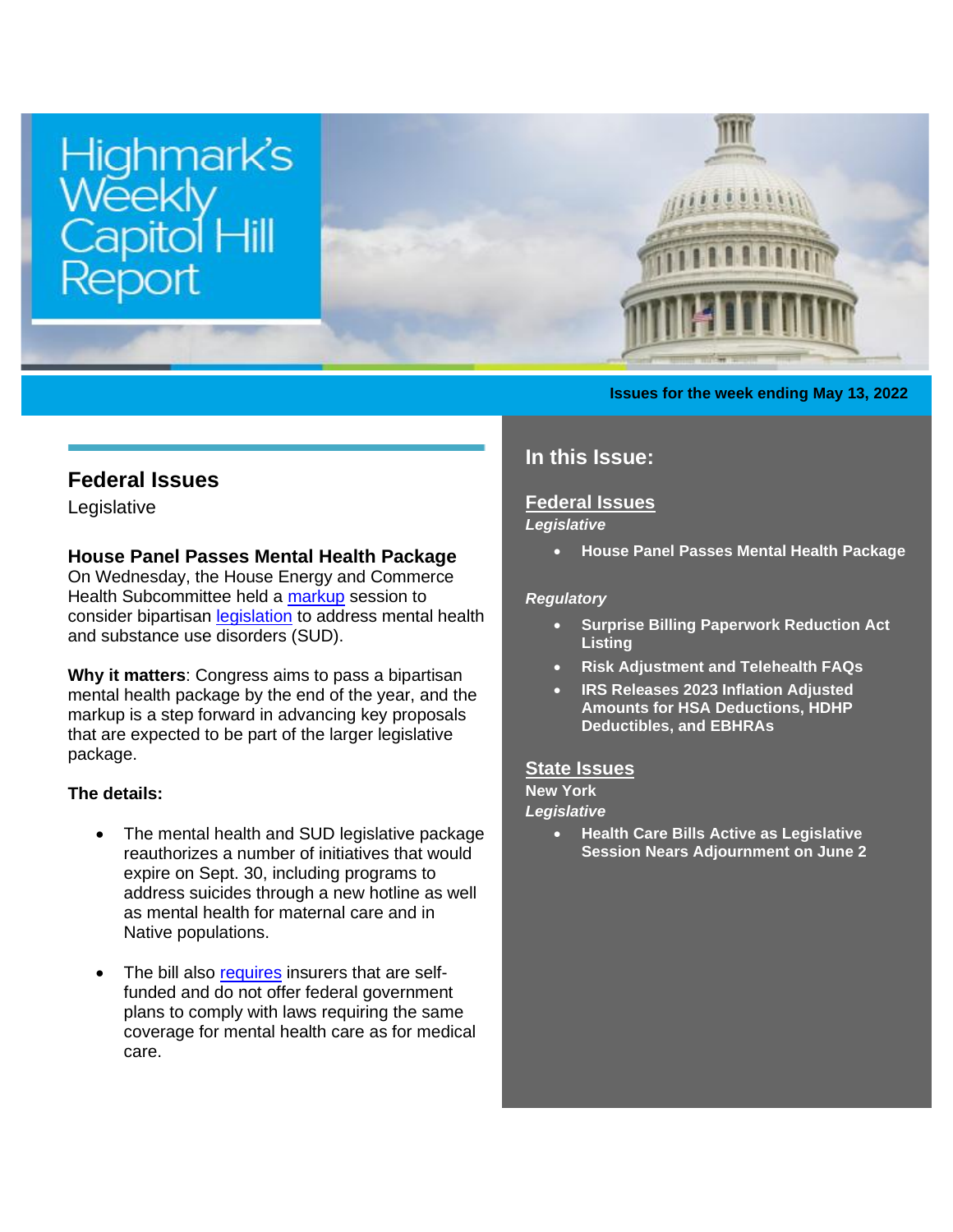# Highmark's Weekly Capitol Hill Report

**Issues for the week ending May 13, 2022**

## In this Issue:

**Federal Issues**

*Legislative*

- **House Panel Passes Mental Health Package**

*Regulatory*

- **Surprise Billing Paperwork Reduction Act Listing**
- **Risk Adjustment and Telehealth FAQs**
- **IRS Releases 2023 Inflation Adjusted Amounts for HSA Deductions, HDHP Deductibles, and EBHRAs**

**State Issues**

**New York**

*Legislative*

- **Health Care Bills Active as Legislative Session Nears Adjournment on June 2**

## Federal Issues

Legislative

### House Panel Passes Mental Health Package

On Wednesday, the House Energy and Commerce Health Subcommittee held a markup session to consider bipartisan legislation to address mental health and substance use disorders (SUD).

**Why it matters**: Congress aims to pass a bipartisan mental health package by the end of the year, and the markup is a step forward in advancing key proposals that are expected to be part of the larger legislative package.

**The details:**

- The mental health and SUD legislative package reauthorizes a number of initiatives that would expire on Sept. 30, including programs to address suicides through a new hotline as well as mental health for maternal care and in Native populations.

- The bill also requires insurers that are self-funded and do not offer federal government plans to comply with laws requiring the same coverage for mental health care as for medical care.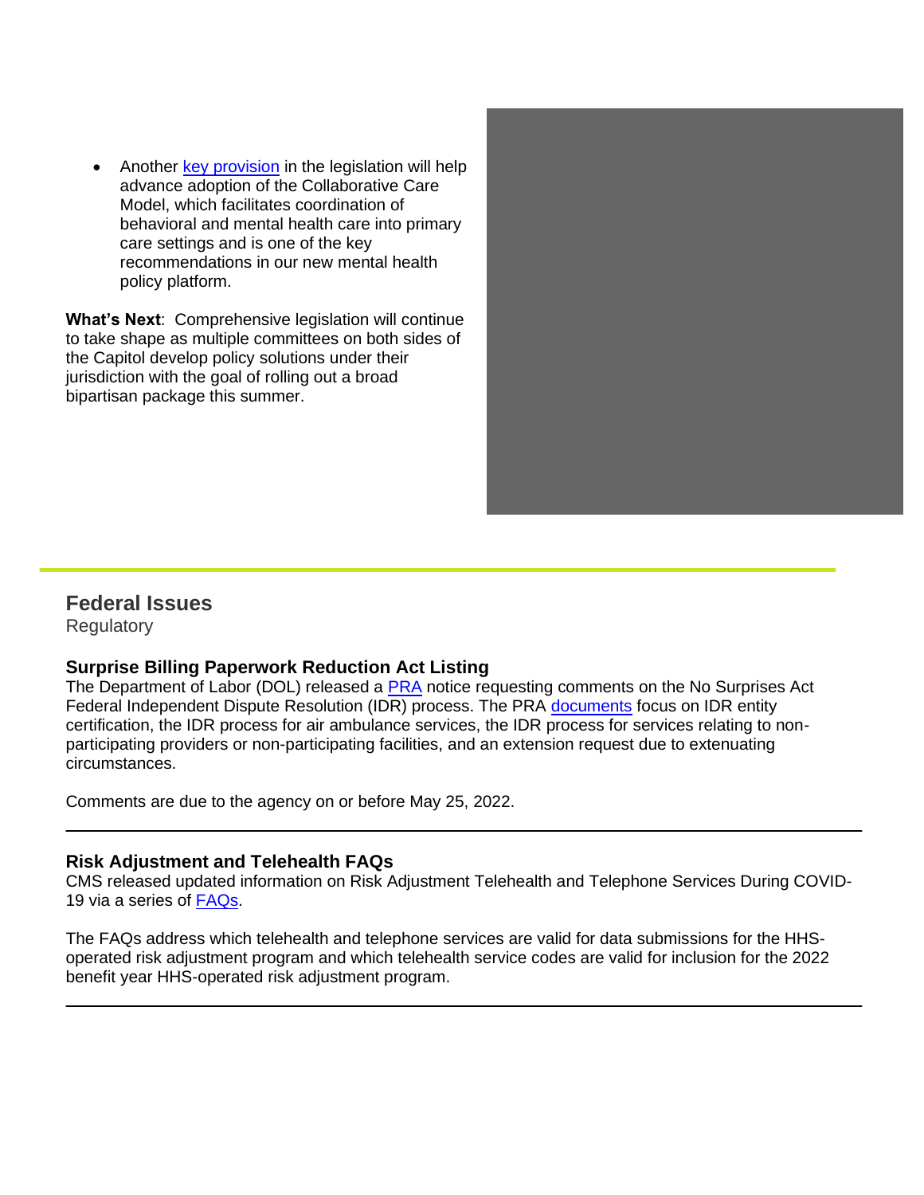- Another key provision in the legislation will help advance adoption of the Collaborative Care Model, which facilitates coordination of behavioral and mental health care into primary care settings and is one of the key recommendations in our new mental health policy platform.

**What's Next**: Comprehensive legislation will continue to take shape as multiple committees on both sides of the Capitol develop policy solutions under their jurisdiction with the goal of rolling out a broad bipartisan package this summer.

## Federal Issues

Regulatory

### Surprise Billing Paperwork Reduction Act Listing

The Department of Labor (DOL) released a PRA notice requesting comments on the No Surprises Act Federal Independent Dispute Resolution (IDR) process. The PRA documents focus on IDR entity certification, the IDR process for air ambulance services, the IDR process for services relating to non-participating providers or non-participating facilities, and an extension request due to extenuating circumstances.

Comments are due to the agency on or before May 25, 2022.

---

### Risk Adjustment and Telehealth FAQs

CMS released updated information on Risk Adjustment Telehealth and Telephone Services During COVID-19 via a series of FAQs.

The FAQs address which telehealth and telephone services are valid for data submissions for the HHS-operated risk adjustment program and which telehealth service codes are valid for inclusion for the 2022 benefit year HHS-operated risk adjustment program.

---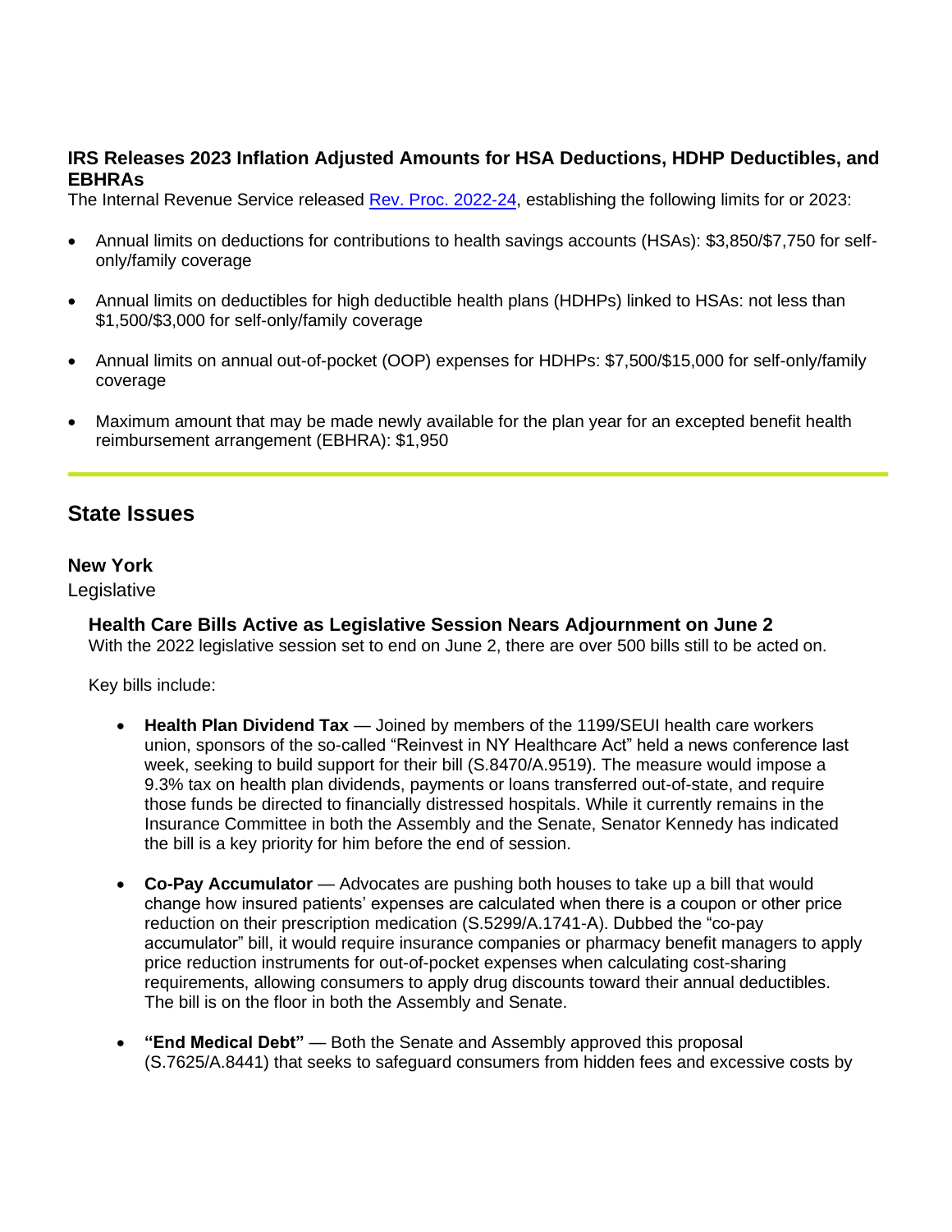### IRS Releases 2023 Inflation Adjusted Amounts for HSA Deductions, HDHP Deductibles, and EBHRAs

The Internal Revenue Service released [Rev. Proc. 2022-24](), establishing the following limits for or 2023:

- Annual limits on deductions for contributions to health savings accounts (HSAs): $3,850/$7,750 for self-only/family coverage
- Annual limits on deductibles for high deductible health plans (HDHPs) linked to HSAs: not less than $1,500/$3,000 for self-only/family coverage
- Annual limits on annual out-of-pocket (OOP) expenses for HDHPs: $7,500/$15,000 for self-only/family coverage
- Maximum amount that may be made newly available for the plan year for an excepted benefit health reimbursement arrangement (EBHRA): $1,950

---

## State Issues

### New York

Legislative

#### Health Care Bills Active as Legislative Session Nears Adjournment on June 2

With the 2022 legislative session set to end on June 2, there are over 500 bills still to be acted on.

Key bills include:

- **Health Plan Dividend Tax** — Joined by members of the 1199/SEUI health care workers union, sponsors of the so-called "Reinvest in NY Healthcare Act" held a news conference last week, seeking to build support for their bill (S.8470/A.9519). The measure would impose a 9.3% tax on health plan dividends, payments or loans transferred out-of-state, and require those funds be directed to financially distressed hospitals. While it currently remains in the Insurance Committee in both the Assembly and the Senate, Senator Kennedy has indicated the bill is a key priority for him before the end of session.
- **Co-Pay Accumulator** — Advocates are pushing both houses to take up a bill that would change how insured patients' expenses are calculated when there is a coupon or other price reduction on their prescription medication (S.5299/A.1741-A). Dubbed the "co-pay accumulator" bill, it would require insurance companies or pharmacy benefit managers to apply price reduction instruments for out-of-pocket expenses when calculating cost-sharing requirements, allowing consumers to apply drug discounts toward their annual deductibles. The bill is on the floor in both the Assembly and Senate.
- **"End Medical Debt"** — Both the Senate and Assembly approved this proposal (S.7625/A.8441) that seeks to safeguard consumers from hidden fees and excessive costs by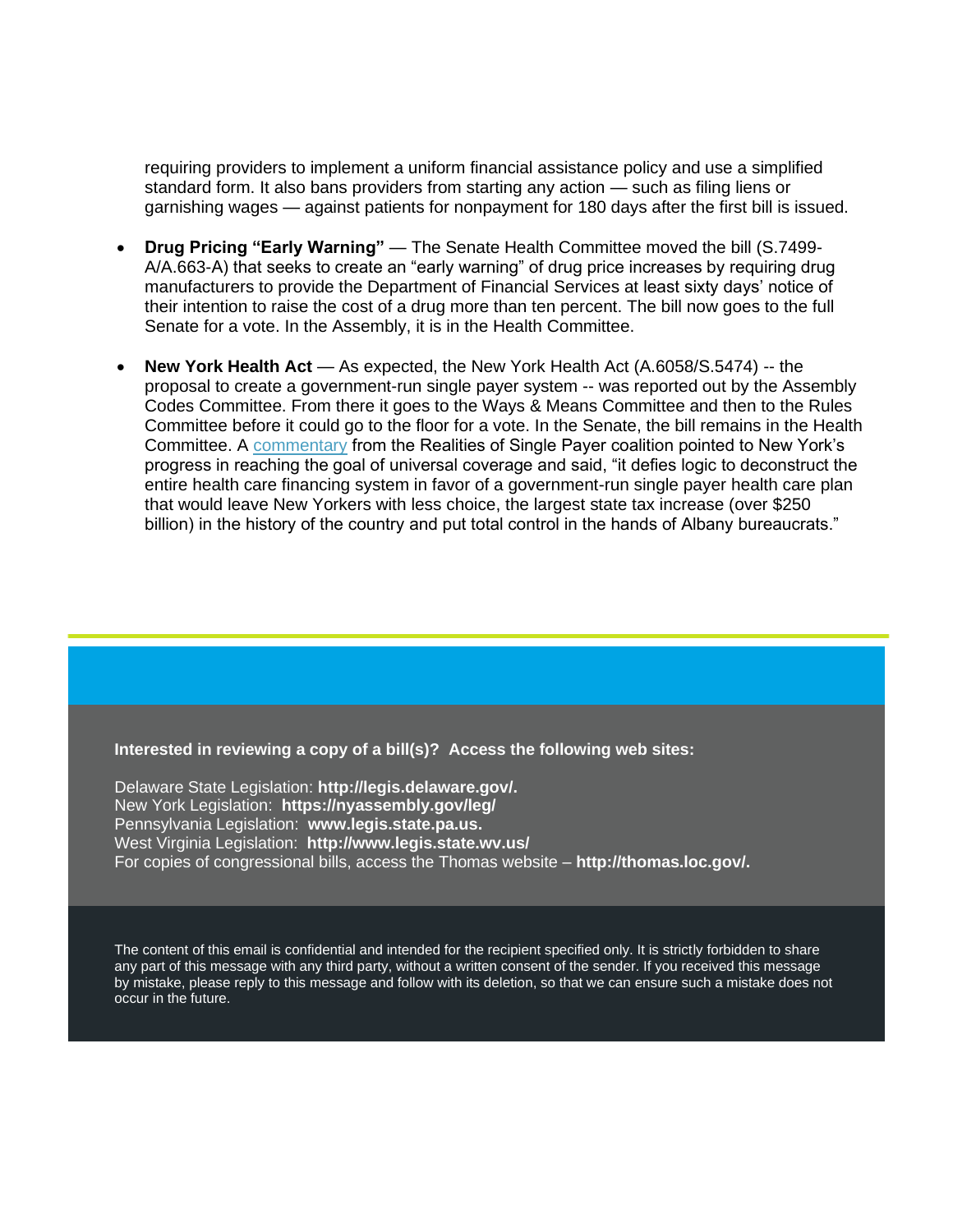requiring providers to implement a uniform financial assistance policy and use a simplified standard form. It also bans providers from starting any action — such as filing liens or garnishing wages — against patients for nonpayment for 180 days after the first bill is issued.

- **Drug Pricing "Early Warning"** — The Senate Health Committee moved the bill (S.7499-A/A.663-A) that seeks to create an "early warning" of drug price increases by requiring drug manufacturers to provide the Department of Financial Services at least sixty days' notice of their intention to raise the cost of a drug more than ten percent. The bill now goes to the full Senate for a vote. In the Assembly, it is in the Health Committee.

- **New York Health Act** — As expected, the New York Health Act (A.6058/S.5474) -- the proposal to create a government-run single payer system -- was reported out by the Assembly Codes Committee. From there it goes to the Ways & Means Committee and then to the Rules Committee before it could go to the floor for a vote. In the Senate, the bill remains in the Health Committee. A commentary from the Realities of Single Payer coalition pointed to New York's progress in reaching the goal of universal coverage and said, "it defies logic to deconstruct the entire health care financing system in favor of a government-run single payer health care plan that would leave New Yorkers with less choice, the largest state tax increase (over $250 billion) in the history of the country and put total control in the hands of Albany bureaucrats."

**Interested in reviewing a copy of a bill(s)? Access the following web sites:**

Delaware State Legislation: **http://legis.delaware.gov/.**
New York Legislation: **https://nyassembly.gov/leg/**
Pennsylvania Legislation: **www.legis.state.pa.us.**
West Virginia Legislation: **http://www.legis.state.wv.us/**
For copies of congressional bills, access the Thomas website – **http://thomas.loc.gov/.**

The content of this email is confidential and intended for the recipient specified only. It is strictly forbidden to share any part of this message with any third party, without a written consent of the sender. If you received this message by mistake, please reply to this message and follow with its deletion, so that we can ensure such a mistake does not occur in the future.